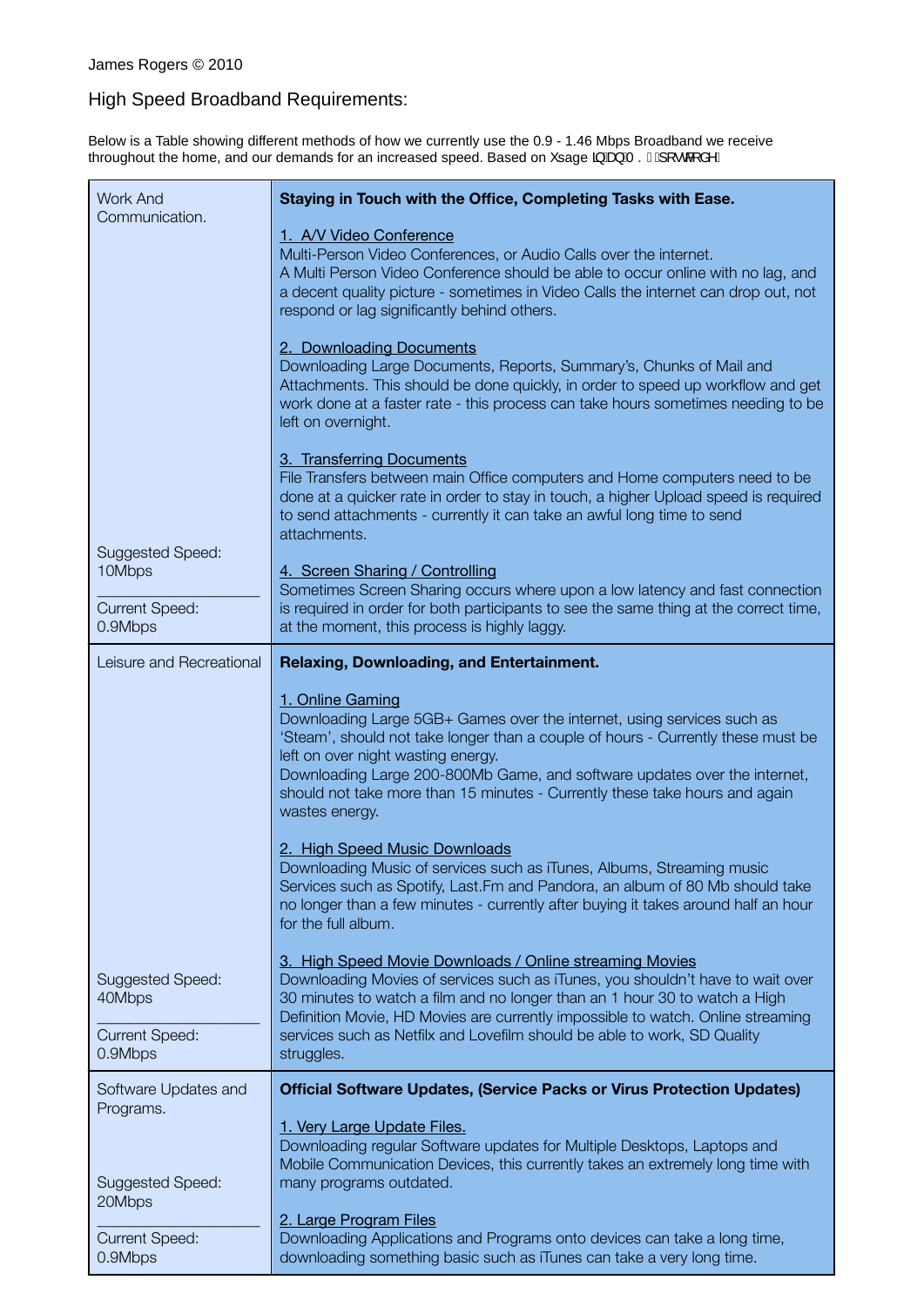James Rogers © 2010

## High Speed Broadband Requirements:

Below is a Table showing different methods of how we currently use the 0.9 - 1.46 Mbps Broadband we receive throughout the home, and our demands for an increased speed. Based on Xsage LQDQ0 . SRVWFRGH

| | |
|---|---|
| Work And Communication.<br><br>Suggested Speed:<br>10Mbps<br><br>Current Speed:<br>0.9Mbps | **Staying in Touch with the Office, Completing Tasks with Ease.**<br><br>1. A/V Video Conference<br>Multi-Person Video Conferences, or Audio Calls over the internet.<br>A Multi Person Video Conference should be able to occur online with no lag, and a decent quality picture - sometimes in Video Calls the internet can drop out, not respond or lag significantly behind others.<br><br>2. Downloading Documents<br>Downloading Large Documents, Reports, Summary's, Chunks of Mail and Attachments. This should be done quickly, in order to speed up workflow and get work done at a faster rate - this process can take hours sometimes needing to be left on overnight.<br><br>3. Transferring Documents<br>File Transfers between main Office computers and Home computers need to be done at a quicker rate in order to stay in touch, a higher Upload speed is required to send attachments - currently it can take an awful long time to send attachments.<br><br>4. Screen Sharing / Controlling<br>Sometimes Screen Sharing occurs where upon a low latency and fast connection is required in order for both participants to see the same thing at the correct time, at the moment, this process is highly laggy. |
| Leisure and Recreational<br><br>Suggested Speed:<br>40Mbps<br><br>Current Speed:<br>0.9Mbps | **Relaxing, Downloading, and Entertainment.**<br><br>1. Online Gaming<br>Downloading Large 5GB+ Games over the internet, using services such as 'Steam', should not take longer than a couple of hours - Currently these must be left on over night wasting energy.<br>Downloading Large 200-800Mb Game, and software updates over the internet, should not take more than 15 minutes - Currently these take hours and again wastes energy.<br><br>2. High Speed Music Downloads<br>Downloading Music of services such as iTunes, Albums, Streaming music Services such as Spotify, Last.Fm and Pandora, an album of 80 Mb should take no longer than a few minutes - currently after buying it takes around half an hour for the full album.<br><br>3. High Speed Movie Downloads / Online streaming Movies<br>Downloading Movies of services such as iTunes, you shouldn't have to wait over 30 minutes to watch a film and no longer than an 1 hour 30 to watch a High Definition Movie, HD Movies are currently impossible to watch. Online streaming services such as Netfilx and Lovefilm should be able to work, SD Quality struggles. |
| Software Updates and Programs.<br><br>Suggested Speed:<br>20Mbps<br><br>Current Speed:<br>0.9Mbps | **Official Software Updates, (Service Packs or Virus Protection Updates)**<br><br>1. Very Large Update Files.<br>Downloading regular Software updates for Multiple Desktops, Laptops and Mobile Communication Devices, this currently takes an extremely long time with many programs outdated.<br><br>2. Large Program Files<br>Downloading Applications and Programs onto devices can take a long time, downloading something basic such as iTunes can take a very long time. |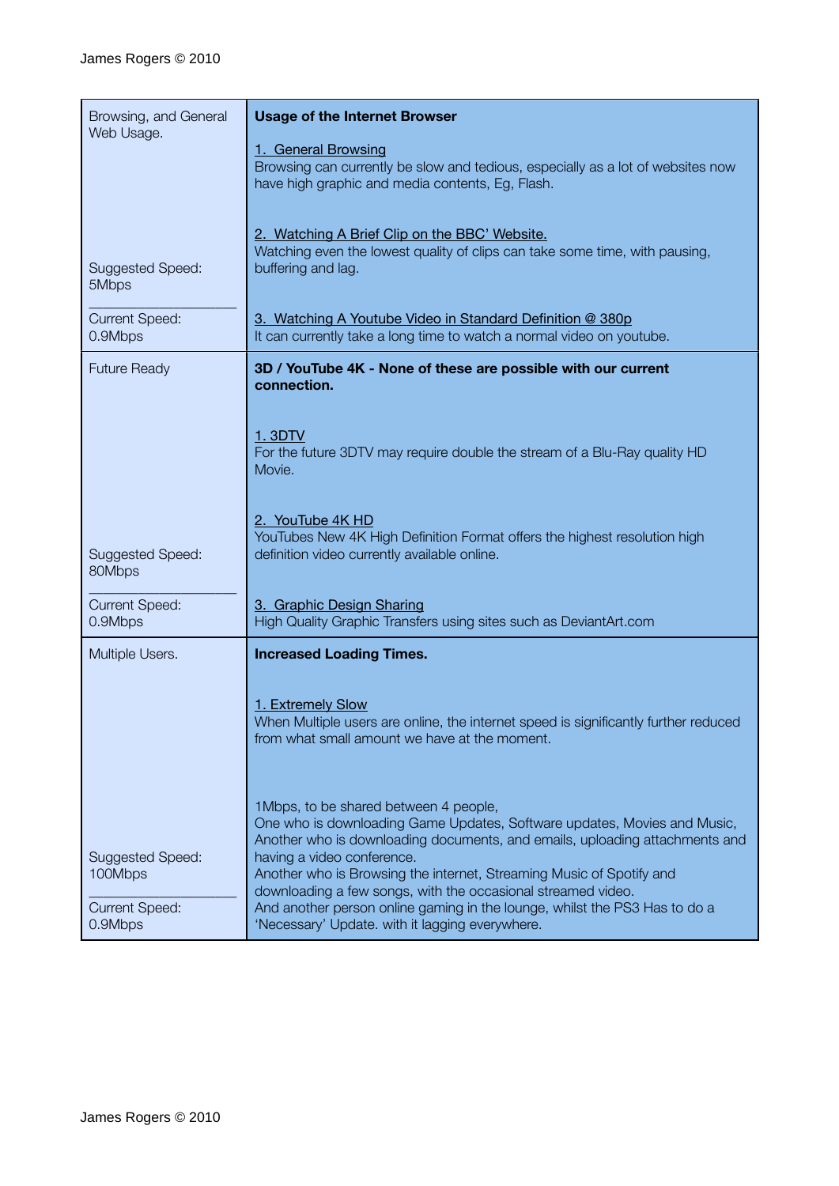| | |
|---|---|
| Browsing, and General Web Usage.<br><br>Suggested Speed: 5Mbps<br><br>Current Speed: 0.9Mbps | **Usage of the Internet Browser**<br><br>1. General Browsing<br>Browsing can currently be slow and tedious, especially as a lot of websites now have high graphic and media contents, Eg, Flash.<br><br>2. Watching A Brief Clip on the BBC' Website.<br>Watching even the lowest quality of clips can take some time, with pausing, buffering and lag.<br><br>3. Watching A Youtube Video in Standard Definition @ 380p<br>It can currently take a long time to watch a normal video on youtube. |
| Future Ready<br><br>Suggested Speed: 80Mbps<br><br>Current Speed: 0.9Mbps | **3D / YouTube 4K - None of these are possible with our current connection.**<br><br>1. 3DTV<br>For the future 3DTV may require double the stream of a Blu-Ray quality HD Movie.<br><br>2. YouTube 4K HD<br>YouTubes New 4K High Definition Format offers the highest resolution high definition video currently available online.<br><br>3. Graphic Design Sharing<br>High Quality Graphic Transfers using sites such as DeviantArt.com |
| Multiple Users.<br><br>Suggested Speed: 100Mbps<br><br>Current Speed: 0.9Mbps | **Increased Loading Times.**<br><br>1. Extremely Slow<br>When Multiple users are online, the internet speed is significantly further reduced from what small amount we have at the moment.<br><br>1Mbps, to be shared between 4 people,<br>One who is downloading Game Updates, Software updates, Movies and Music,<br>Another who is downloading documents, and emails, uploading attachments and having a video conference.<br>Another who is Browsing the internet, Streaming Music of Spotify and downloading a few songs, with the occasional streamed video.<br>And another person online gaming in the lounge, whilst the PS3 Has to do a 'Necessary' Update. with it lagging everywhere. |